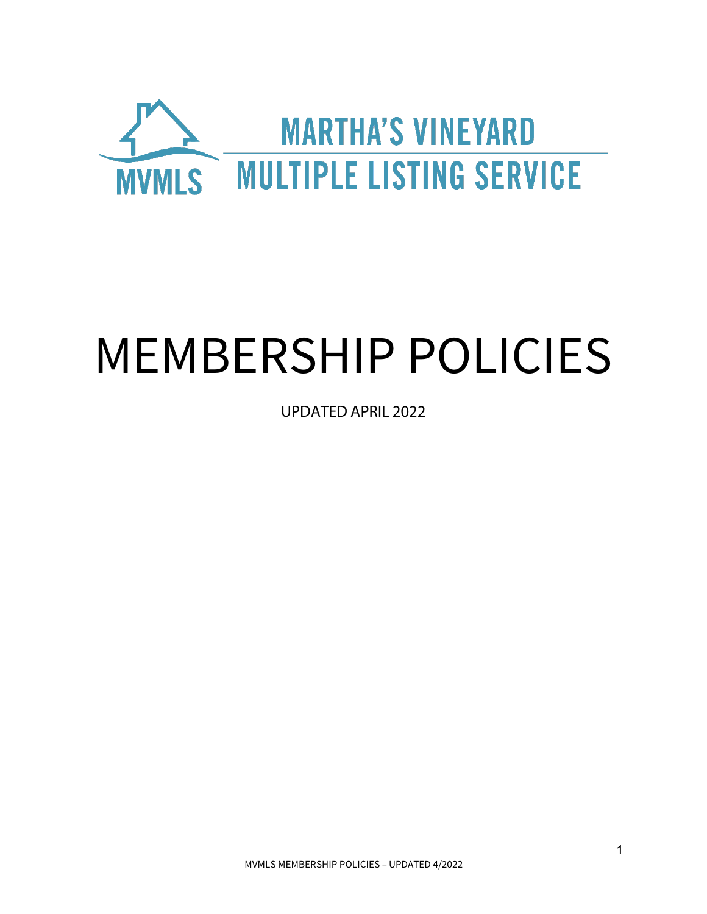MVMLS

MARTHA'S VINEYARD

MULTIPLE LISTING SERVICE

# MEMBERSHIP POLICIES

UPDATED APRIL 2022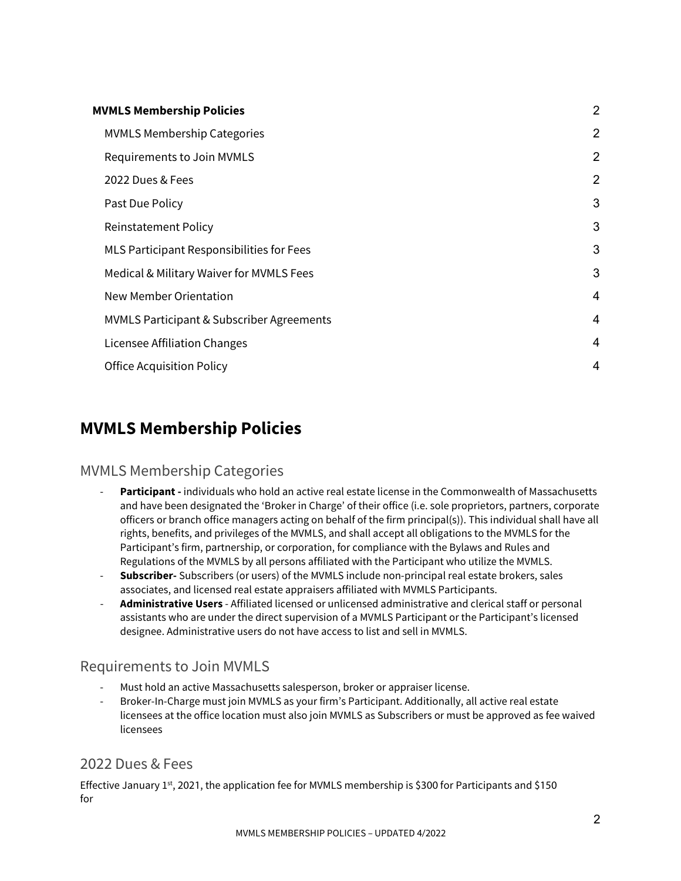| | |
|---|---|
| **MVMLS Membership Policies** | 2 |
| MVMLS Membership Categories | 2 |
| Requirements to Join MVMLS | 2 |
| 2022 Dues & Fees | 2 |
| Past Due Policy | 3 |
| Reinstatement Policy | 3 |
| MLS Participant Responsibilities for Fees | 3 |
| Medical & Military Waiver for MVMLS Fees | 3 |
| New Member Orientation | 4 |
| MVMLS Participant & Subscriber Agreements | 4 |
| Licensee Affiliation Changes | 4 |
| Office Acquisition Policy | 4 |

# MVMLS Membership Policies

## MVMLS Membership Categories

- **Participant -** individuals who hold an active real estate license in the Commonwealth of Massachusetts and have been designated the 'Broker in Charge' of their office (i.e. sole proprietors, partners, corporate officers or branch office managers acting on behalf of the firm principal(s)). This individual shall have all rights, benefits, and privileges of the MVMLS, and shall accept all obligations to the MVMLS for the Participant's firm, partnership, or corporation, for compliance with the Bylaws and Rules and Regulations of the MVMLS by all persons affiliated with the Participant who utilize the MVMLS.
- **Subscriber-** Subscribers (or users) of the MVMLS include non-principal real estate brokers, sales associates, and licensed real estate appraisers affiliated with MVMLS Participants.
- **Administrative Users** - Affiliated licensed or unlicensed administrative and clerical staff or personal assistants who are under the direct supervision of a MVMLS Participant or the Participant's licensed designee. Administrative users do not have access to list and sell in MVMLS.

## Requirements to Join MVMLS

- Must hold an active Massachusetts salesperson, broker or appraiser license.
- Broker-In-Charge must join MVMLS as your firm's Participant. Additionally, all active real estate licensees at the office location must also join MVMLS as Subscribers or must be approved as fee waived licensees

## 2022 Dues & Fees

Effective January 1st, 2021, the application fee for MVMLS membership is $300 for Participants and $150 for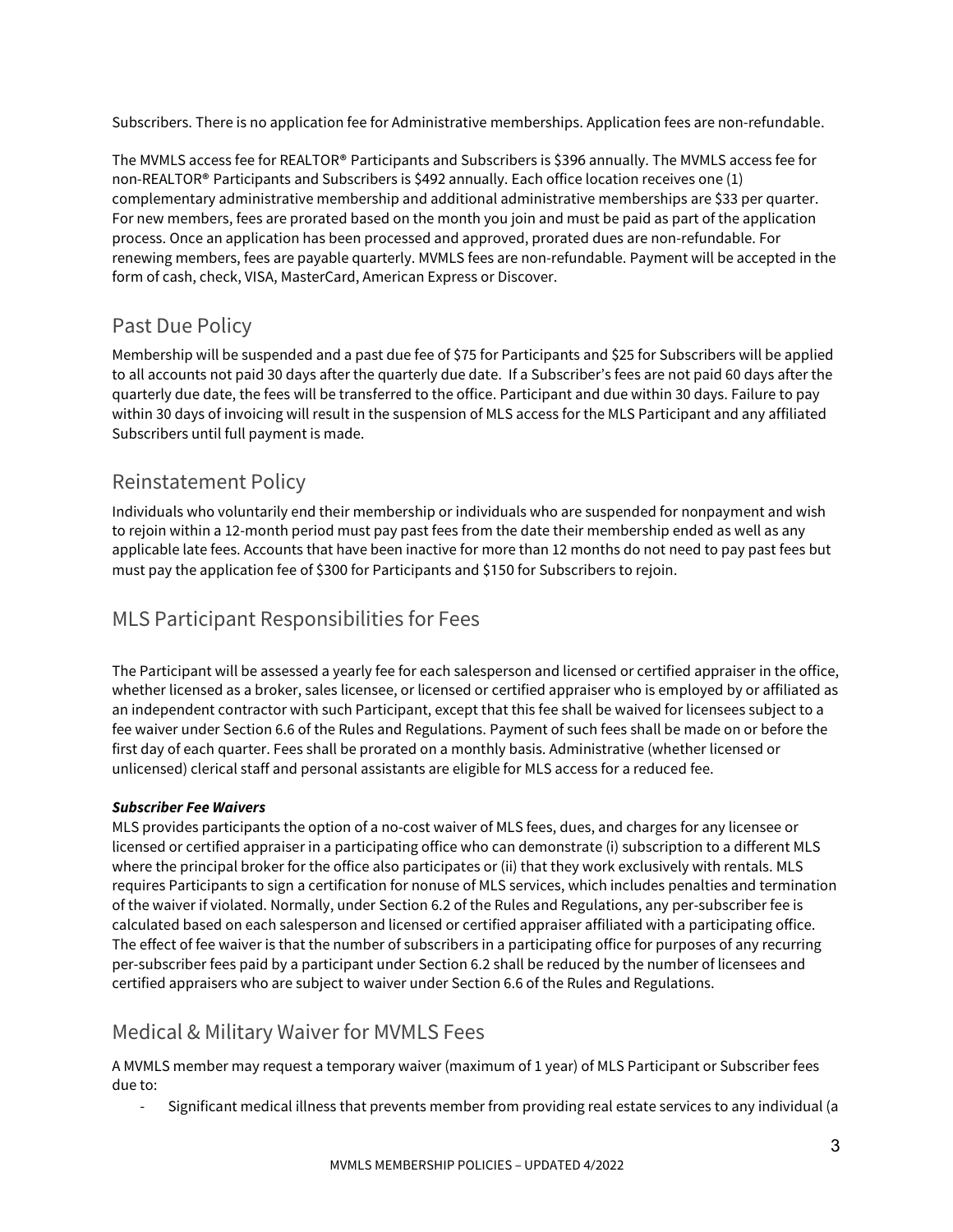Subscribers. There is no application fee for Administrative memberships. Application fees are non-refundable.

The MVMLS access fee for REALTOR® Participants and Subscribers is $396 annually. The MVMLS access fee for non-REALTOR® Participants and Subscribers is $492 annually. Each office location receives one (1) complementary administrative membership and additional administrative memberships are $33 per quarter. For new members, fees are prorated based on the month you join and must be paid as part of the application process. Once an application has been processed and approved, prorated dues are non-refundable. For renewing members, fees are payable quarterly. MVMLS fees are non-refundable. Payment will be accepted in the form of cash, check, VISA, MasterCard, American Express or Discover.

## Past Due Policy

Membership will be suspended and a past due fee of $75 for Participants and $25 for Subscribers will be applied to all accounts not paid 30 days after the quarterly due date. If a Subscriber's fees are not paid 60 days after the quarterly due date, the fees will be transferred to the office. Participant and due within 30 days. Failure to pay within 30 days of invoicing will result in the suspension of MLS access for the MLS Participant and any affiliated Subscribers until full payment is made.

## Reinstatement Policy

Individuals who voluntarily end their membership or individuals who are suspended for nonpayment and wish to rejoin within a 12-month period must pay past fees from the date their membership ended as well as any applicable late fees. Accounts that have been inactive for more than 12 months do not need to pay past fees but must pay the application fee of $300 for Participants and $150 for Subscribers to rejoin.

## MLS Participant Responsibilities for Fees

The Participant will be assessed a yearly fee for each salesperson and licensed or certified appraiser in the office, whether licensed as a broker, sales licensee, or licensed or certified appraiser who is employed by or affiliated as an independent contractor with such Participant, except that this fee shall be waived for licensees subject to a fee waiver under Section 6.6 of the Rules and Regulations. Payment of such fees shall be made on or before the first day of each quarter. Fees shall be prorated on a monthly basis. Administrative (whether licensed or unlicensed) clerical staff and personal assistants are eligible for MLS access for a reduced fee.

***Subscriber Fee Waivers***

MLS provides participants the option of a no-cost waiver of MLS fees, dues, and charges for any licensee or licensed or certified appraiser in a participating office who can demonstrate (i) subscription to a different MLS where the principal broker for the office also participates or (ii) that they work exclusively with rentals. MLS requires Participants to sign a certification for nonuse of MLS services, which includes penalties and termination of the waiver if violated. Normally, under Section 6.2 of the Rules and Regulations, any per-subscriber fee is calculated based on each salesperson and licensed or certified appraiser affiliated with a participating office. The effect of fee waiver is that the number of subscribers in a participating office for purposes of any recurring per-subscriber fees paid by a participant under Section 6.2 shall be reduced by the number of licensees and certified appraisers who are subject to waiver under Section 6.6 of the Rules and Regulations.

## Medical & Military Waiver for MVMLS Fees

A MVMLS member may request a temporary waiver (maximum of 1 year) of MLS Participant or Subscriber fees due to:

- Significant medical illness that prevents member from providing real estate services to any individual (a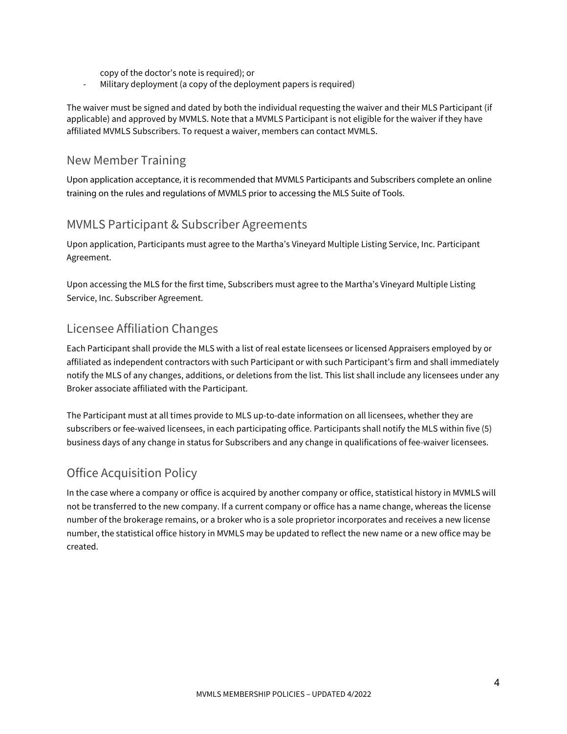copy of the doctor's note is required); or

- Military deployment (a copy of the deployment papers is required)

The waiver must be signed and dated by both the individual requesting the waiver and their MLS Participant (if applicable) and approved by MVMLS. Note that a MVMLS Participant is not eligible for the waiver if they have affiliated MVMLS Subscribers. To request a waiver, members can contact MVMLS.

## New Member Training

Upon application acceptance, it is recommended that MVMLS Participants and Subscribers complete an online training on the rules and regulations of MVMLS prior to accessing the MLS Suite of Tools.

## MVMLS Participant & Subscriber Agreements

Upon application, Participants must agree to the Martha's Vineyard Multiple Listing Service, Inc. Participant Agreement.

Upon accessing the MLS for the first time, Subscribers must agree to the Martha's Vineyard Multiple Listing Service, Inc. Subscriber Agreement.

## Licensee Affiliation Changes

Each Participant shall provide the MLS with a list of real estate licensees or licensed Appraisers employed by or affiliated as independent contractors with such Participant or with such Participant's firm and shall immediately notify the MLS of any changes, additions, or deletions from the list. This list shall include any licensees under any Broker associate affiliated with the Participant.

The Participant must at all times provide to MLS up-to-date information on all licensees, whether they are subscribers or fee-waived licensees, in each participating office. Participants shall notify the MLS within five (5) business days of any change in status for Subscribers and any change in qualifications of fee-waiver licensees.

## Office Acquisition Policy

In the case where a company or office is acquired by another company or office, statistical history in MVMLS will not be transferred to the new company. If a current company or office has a name change, whereas the license number of the brokerage remains, or a broker who is a sole proprietor incorporates and receives a new license number, the statistical office history in MVMLS may be updated to reflect the new name or a new office may be created.